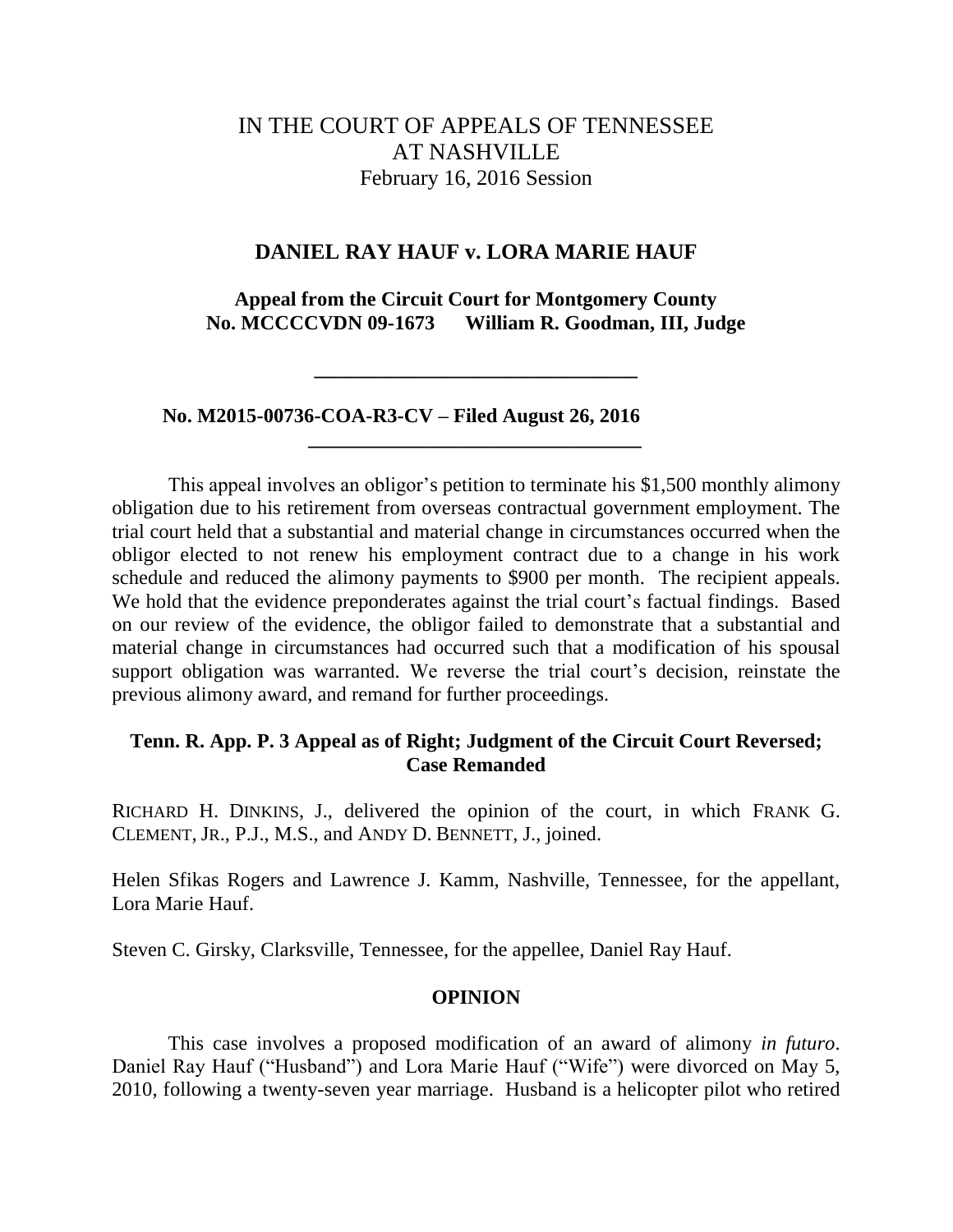# IN THE COURT OF APPEALS OF TENNESSEE AT NASHVILLE

February 16, 2016 Session

## DANIEL RAY HAUF v. LORA MARIE HAUF

**Appeal from the Circuit Court for Montgomery County**
**No. MCCCCVDN 09-1673 William R. Goodman, III, Judge**

---

**No. M2015-00736-COA-R3-CV – Filed August 26, 2016**

---

This appeal involves an obligor's petition to terminate his $1,500 monthly alimony obligation due to his retirement from overseas contractual government employment. The trial court held that a substantial and material change in circumstances occurred when the obligor elected to not renew his employment contract due to a change in his work schedule and reduced the alimony payments to $900 per month. The recipient appeals. We hold that the evidence preponderates against the trial court's factual findings. Based on our review of the evidence, the obligor failed to demonstrate that a substantial and material change in circumstances had occurred such that a modification of his spousal support obligation was warranted. We reverse the trial court's decision, reinstate the previous alimony award, and remand for further proceedings.

**Tenn. R. App. P. 3 Appeal as of Right; Judgment of the Circuit Court Reversed; Case Remanded**

RICHARD H. DINKINS, J., delivered the opinion of the court, in which FRANK G. CLEMENT, JR., P.J., M.S., and ANDY D. BENNETT, J., joined.

Helen Sfikas Rogers and Lawrence J. Kamm, Nashville, Tennessee, for the appellant, Lora Marie Hauf.

Steven C. Girsky, Clarksville, Tennessee, for the appellee, Daniel Ray Hauf.

## OPINION

This case involves a proposed modification of an award of alimony *in futuro*. Daniel Ray Hauf ("Husband") and Lora Marie Hauf ("Wife") were divorced on May 5, 2010, following a twenty-seven year marriage. Husband is a helicopter pilot who retired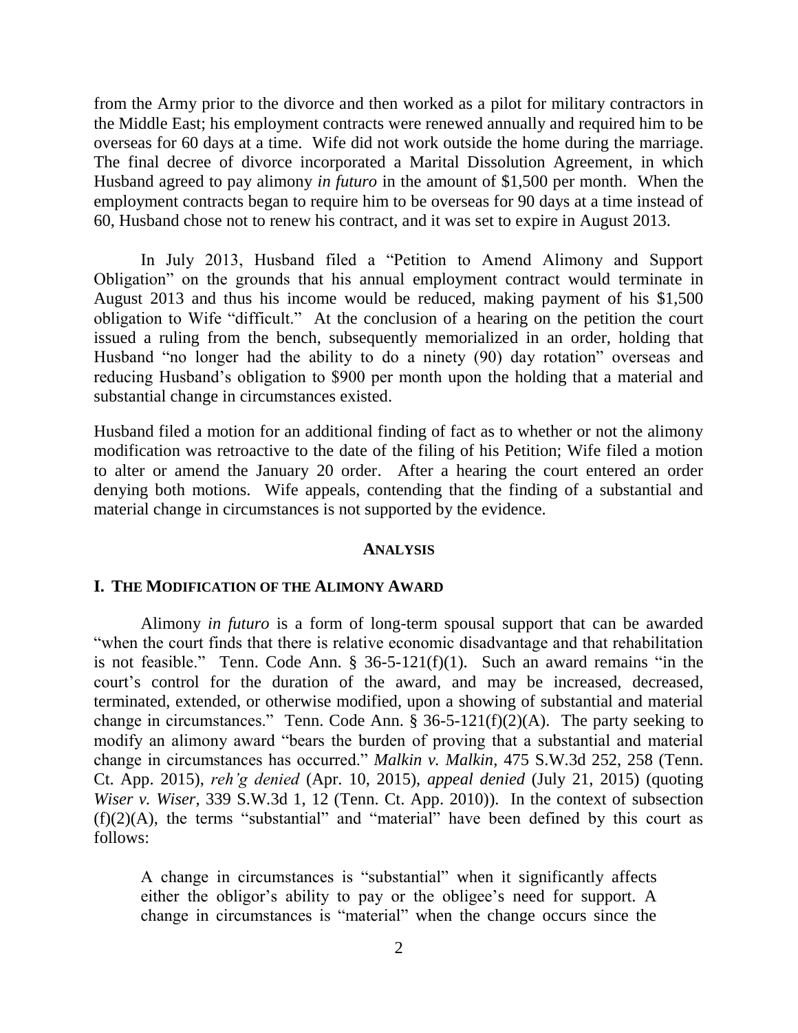from the Army prior to the divorce and then worked as a pilot for military contractors in the Middle East; his employment contracts were renewed annually and required him to be overseas for 60 days at a time. Wife did not work outside the home during the marriage. The final decree of divorce incorporated a Marital Dissolution Agreement, in which Husband agreed to pay alimony *in futuro* in the amount of $1,500 per month. When the employment contracts began to require him to be overseas for 90 days at a time instead of 60, Husband chose not to renew his contract, and it was set to expire in August 2013.

In July 2013, Husband filed a "Petition to Amend Alimony and Support Obligation" on the grounds that his annual employment contract would terminate in August 2013 and thus his income would be reduced, making payment of his $1,500 obligation to Wife "difficult." At the conclusion of a hearing on the petition the court issued a ruling from the bench, subsequently memorialized in an order, holding that Husband "no longer had the ability to do a ninety (90) day rotation" overseas and reducing Husband's obligation to $900 per month upon the holding that a material and substantial change in circumstances existed.

Husband filed a motion for an additional finding of fact as to whether or not the alimony modification was retroactive to the date of the filing of his Petition; Wife filed a motion to alter or amend the January 20 order. After a hearing the court entered an order denying both motions. Wife appeals, contending that the finding of a substantial and material change in circumstances is not supported by the evidence.

## ANALYSIS

### I. THE MODIFICATION OF THE ALIMONY AWARD

Alimony *in futuro* is a form of long-term spousal support that can be awarded "when the court finds that there is relative economic disadvantage and that rehabilitation is not feasible." Tenn. Code Ann. § 36-5-121(f)(1). Such an award remains "in the court's control for the duration of the award, and may be increased, decreased, terminated, extended, or otherwise modified, upon a showing of substantial and material change in circumstances." Tenn. Code Ann. § 36-5-121(f)(2)(A). The party seeking to modify an alimony award "bears the burden of proving that a substantial and material change in circumstances has occurred." *Malkin v. Malkin*, 475 S.W.3d 252, 258 (Tenn. Ct. App. 2015), *reh'g denied* (Apr. 10, 2015), *appeal denied* (July 21, 2015) (quoting *Wiser v. Wiser*, 339 S.W.3d 1, 12 (Tenn. Ct. App. 2010)). In the context of subsection (f)(2)(A), the terms "substantial" and "material" have been defined by this court as follows:

> A change in circumstances is "substantial" when it significantly affects either the obligor's ability to pay or the obligee's need for support. A change in circumstances is "material" when the change occurs since the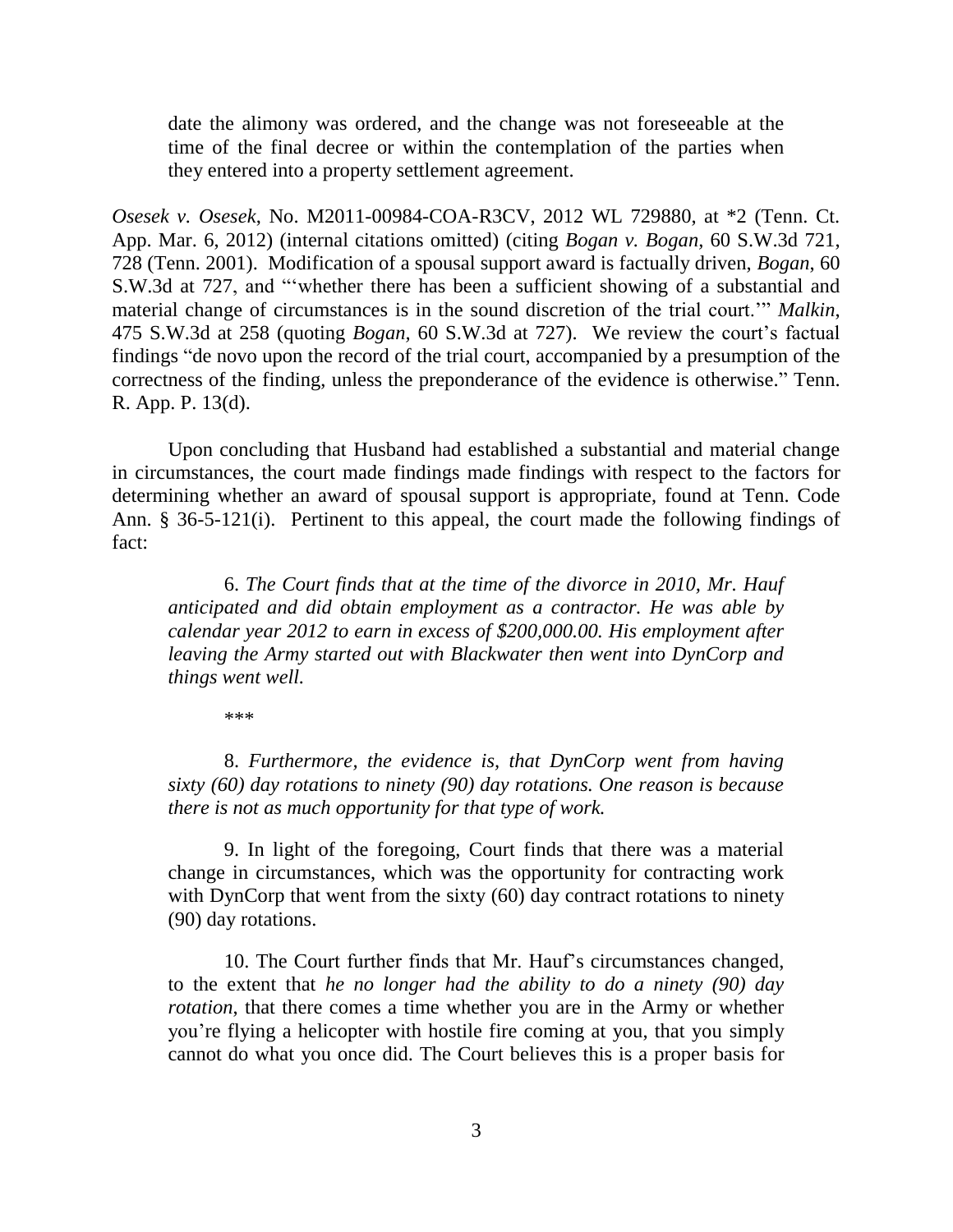date the alimony was ordered, and the change was not foreseeable at the time of the final decree or within the contemplation of the parties when they entered into a property settlement agreement.

*Osesek v. Osesek*, No. M2011-00984-COA-R3CV, 2012 WL 729880, at *2 (Tenn. Ct. App. Mar. 6, 2012) (internal citations omitted) (citing *Bogan v. Bogan*, 60 S.W.3d 721, 728 (Tenn. 2001). Modification of a spousal support award is factually driven, *Bogan*, 60 S.W.3d at 727, and "'whether there has been a sufficient showing of a substantial and material change of circumstances is in the sound discretion of the trial court.'" *Malkin*, 475 S.W.3d at 258 (quoting *Bogan*, 60 S.W.3d at 727). We review the court's factual findings "de novo upon the record of the trial court, accompanied by a presumption of the correctness of the finding, unless the preponderance of the evidence is otherwise." Tenn. R. App. P. 13(d).

Upon concluding that Husband had established a substantial and material change in circumstances, the court made findings made findings with respect to the factors for determining whether an award of spousal support is appropriate, found at Tenn. Code Ann. § 36-5-121(i). Pertinent to this appeal, the court made the following findings of fact:

> 6. *The Court finds that at the time of the divorce in 2010, Mr. Hauf anticipated and did obtain employment as a contractor. He was able by calendar year 2012 to earn in excess of $200,000.00. His employment after leaving the Army started out with Blackwater then went into DynCorp and things went well.*
>
> ***
>
> 8. *Furthermore, the evidence is, that DynCorp went from having sixty (60) day rotations to ninety (90) day rotations. One reason is because there is not as much opportunity for that type of work.*
>
> 9. In light of the foregoing, Court finds that there was a material change in circumstances, which was the opportunity for contracting work with DynCorp that went from the sixty (60) day contract rotations to ninety (90) day rotations.
>
> 10. The Court further finds that Mr. Hauf's circumstances changed, to the extent that *he no longer had the ability to do a ninety (90) day rotation*, that there comes a time whether you are in the Army or whether you're flying a helicopter with hostile fire coming at you, that you simply cannot do what you once did. The Court believes this is a proper basis for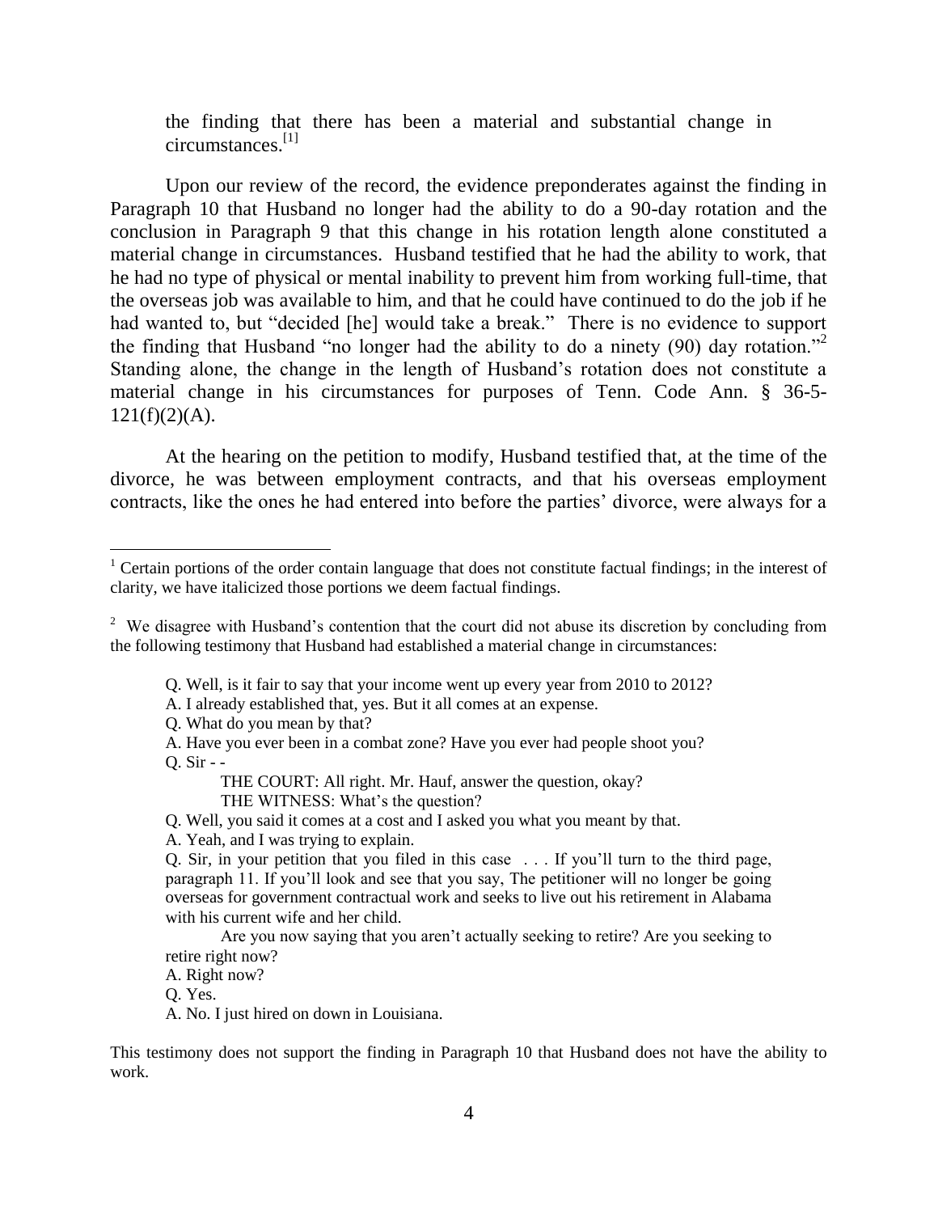the finding that there has been a material and substantial change in circumstances.[1]

Upon our review of the record, the evidence preponderates against the finding in Paragraph 10 that Husband no longer had the ability to do a 90-day rotation and the conclusion in Paragraph 9 that this change in his rotation length alone constituted a material change in circumstances. Husband testified that he had the ability to work, that he had no type of physical or mental inability to prevent him from working full-time, that the overseas job was available to him, and that he could have continued to do the job if he had wanted to, but "decided [he] would take a break." There is no evidence to support the finding that Husband "no longer had the ability to do a ninety (90) day rotation."[2] Standing alone, the change in the length of Husband's rotation does not constitute a material change in his circumstances for purposes of Tenn. Code Ann. § 36-5-121(f)(2)(A).

At the hearing on the petition to modify, Husband testified that, at the time of the divorce, he was between employment contracts, and that his overseas employment contracts, like the ones he had entered into before the parties' divorce, were always for a

---

[1] Certain portions of the order contain language that does not constitute factual findings; in the interest of clarity, we have italicized those portions we deem factual findings.

[2] We disagree with Husband's contention that the court did not abuse its discretion by concluding from the following testimony that Husband had established a material change in circumstances:

> Q. Well, is it fair to say that your income went up every year from 2010 to 2012?
>
> A. I already established that, yes. But it all comes at an expense.
>
> Q. What do you mean by that?
>
> A. Have you ever been in a combat zone? Have you ever had people shoot you?
>
> Q. Sir - -
>
> THE COURT: All right. Mr. Hauf, answer the question, okay?
>
> THE WITNESS: What's the question?
>
> Q. Well, you said it comes at a cost and I asked you what you meant by that.
>
> A. Yeah, and I was trying to explain.
>
> Q. Sir, in your petition that you filed in this case . . . If you'll turn to the third page, paragraph 11. If you'll look and see that you say, The petitioner will no longer be going overseas for government contractual work and seeks to live out his retirement in Alabama with his current wife and her child.
>
> Are you now saying that you aren't actually seeking to retire? Are you seeking to retire right now?
>
> A. Right now?
>
> Q. Yes.
>
> A. No. I just hired on down in Louisiana.

This testimony does not support the finding in Paragraph 10 that Husband does not have the ability to work.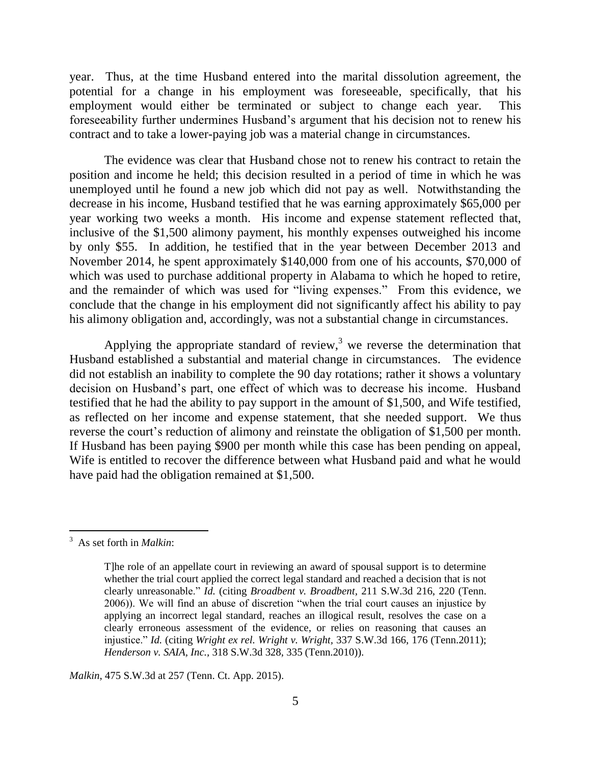year. Thus, at the time Husband entered into the marital dissolution agreement, the potential for a change in his employment was foreseeable, specifically, that his employment would either be terminated or subject to change each year. This foreseeability further undermines Husband's argument that his decision not to renew his contract and to take a lower-paying job was a material change in circumstances.

The evidence was clear that Husband chose not to renew his contract to retain the position and income he held; this decision resulted in a period of time in which he was unemployed until he found a new job which did not pay as well. Notwithstanding the decrease in his income, Husband testified that he was earning approximately $65,000 per year working two weeks a month. His income and expense statement reflected that, inclusive of the $1,500 alimony payment, his monthly expenses outweighed his income by only $55. In addition, he testified that in the year between December 2013 and November 2014, he spent approximately $140,000 from one of his accounts, $70,000 of which was used to purchase additional property in Alabama to which he hoped to retire, and the remainder of which was used for "living expenses." From this evidence, we conclude that the change in his employment did not significantly affect his ability to pay his alimony obligation and, accordingly, was not a substantial change in circumstances.

Applying the appropriate standard of review,[3] we reverse the determination that Husband established a substantial and material change in circumstances. The evidence did not establish an inability to complete the 90 day rotations; rather it shows a voluntary decision on Husband's part, one effect of which was to decrease his income. Husband testified that he had the ability to pay support in the amount of $1,500, and Wife testified, as reflected on her income and expense statement, that she needed support. We thus reverse the court's reduction of alimony and reinstate the obligation of $1,500 per month. If Husband has been paying $900 per month while this case has been pending on appeal, Wife is entitled to recover the difference between what Husband paid and what he would have paid had the obligation remained at $1,500.

---

[3] As set forth in *Malkin*:

> T]he role of an appellate court in reviewing an award of spousal support is to determine whether the trial court applied the correct legal standard and reached a decision that is not clearly unreasonable." *Id.* (citing *Broadbent v. Broadbent,* 211 S.W.3d 216, 220 (Tenn. 2006)). We will find an abuse of discretion "when the trial court causes an injustice by applying an incorrect legal standard, reaches an illogical result, resolves the case on a clearly erroneous assessment of the evidence, or relies on reasoning that causes an injustice." *Id.* (citing *Wright ex rel. Wright v. Wright,* 337 S.W.3d 166, 176 (Tenn.2011); *Henderson v. SAIA, Inc.*, 318 S.W.3d 328, 335 (Tenn.2010)).

*Malkin*, 475 S.W.3d at 257 (Tenn. Ct. App. 2015).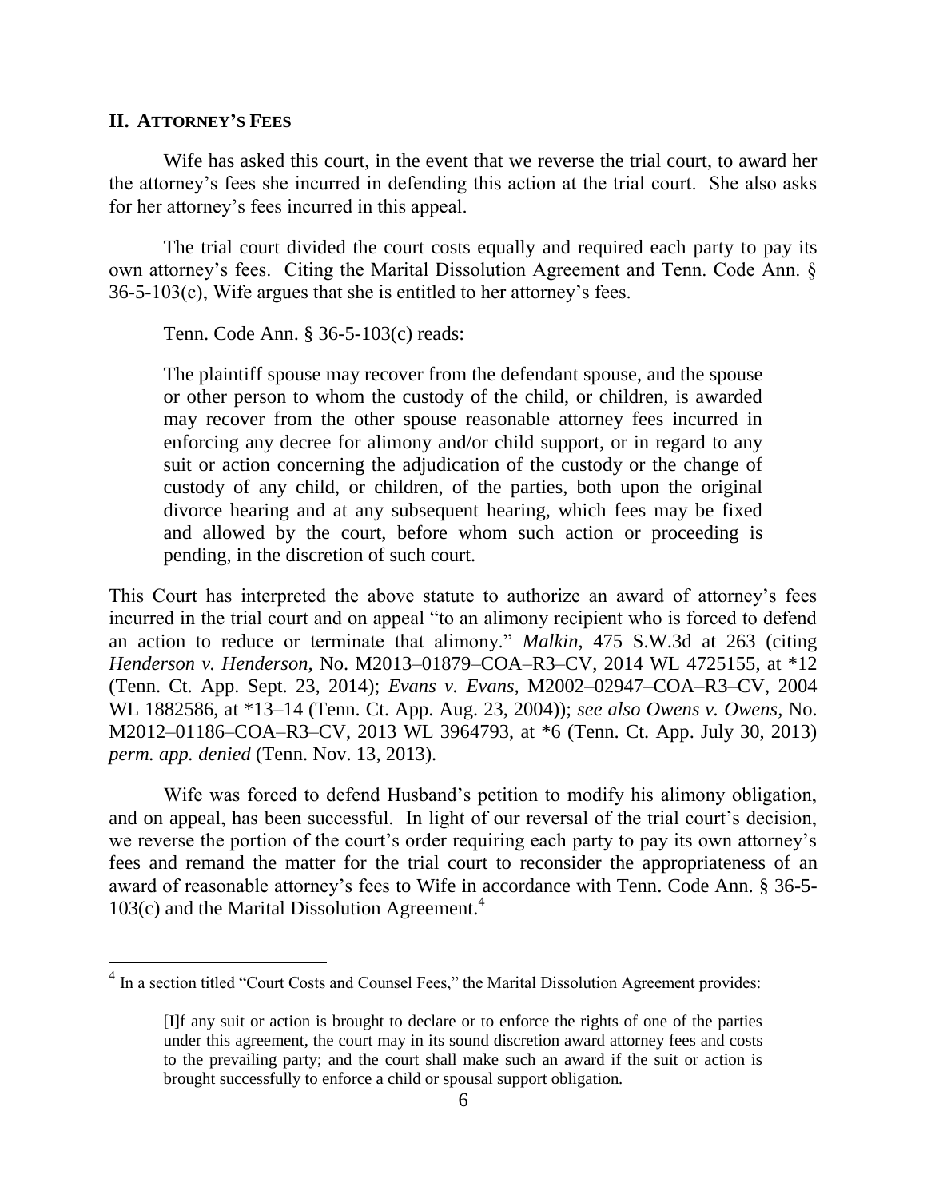## II. ATTORNEY'S FEES

Wife has asked this court, in the event that we reverse the trial court, to award her the attorney's fees she incurred in defending this action at the trial court. She also asks for her attorney's fees incurred in this appeal.

The trial court divided the court costs equally and required each party to pay its own attorney's fees. Citing the Marital Dissolution Agreement and Tenn. Code Ann. § 36-5-103(c), Wife argues that she is entitled to her attorney's fees.

Tenn. Code Ann. § 36-5-103(c) reads:

> The plaintiff spouse may recover from the defendant spouse, and the spouse or other person to whom the custody of the child, or children, is awarded may recover from the other spouse reasonable attorney fees incurred in enforcing any decree for alimony and/or child support, or in regard to any suit or action concerning the adjudication of the custody or the change of custody of any child, or children, of the parties, both upon the original divorce hearing and at any subsequent hearing, which fees may be fixed and allowed by the court, before whom such action or proceeding is pending, in the discretion of such court.

This Court has interpreted the above statute to authorize an award of attorney's fees incurred in the trial court and on appeal "to an alimony recipient who is forced to defend an action to reduce or terminate that alimony." *Malkin*, 475 S.W.3d at 263 (citing *Henderson v. Henderson*, No. M2013–01879–COA–R3–CV, 2014 WL 4725155, at *12 (Tenn. Ct. App. Sept. 23, 2014); *Evans v. Evans*, M2002–02947–COA–R3–CV, 2004 WL 1882586, at *13–14 (Tenn. Ct. App. Aug. 23, 2004)); *see also Owens v. Owens*, No. M2012–01186–COA–R3–CV, 2013 WL 3964793, at *6 (Tenn. Ct. App. July 30, 2013) *perm. app. denied* (Tenn. Nov. 13, 2013).

Wife was forced to defend Husband's petition to modify his alimony obligation, and on appeal, has been successful. In light of our reversal of the trial court's decision, we reverse the portion of the court's order requiring each party to pay its own attorney's fees and remand the matter for the trial court to reconsider the appropriateness of an award of reasonable attorney's fees to Wife in accordance with Tenn. Code Ann. § 36-5-103(c) and the Marital Dissolution Agreement.[4]

---

[4] In a section titled "Court Costs and Counsel Fees," the Marital Dissolution Agreement provides:

> [I]f any suit or action is brought to declare or to enforce the rights of one of the parties under this agreement, the court may in its sound discretion award attorney fees and costs to the prevailing party; and the court shall make such an award if the suit or action is brought successfully to enforce a child or spousal support obligation.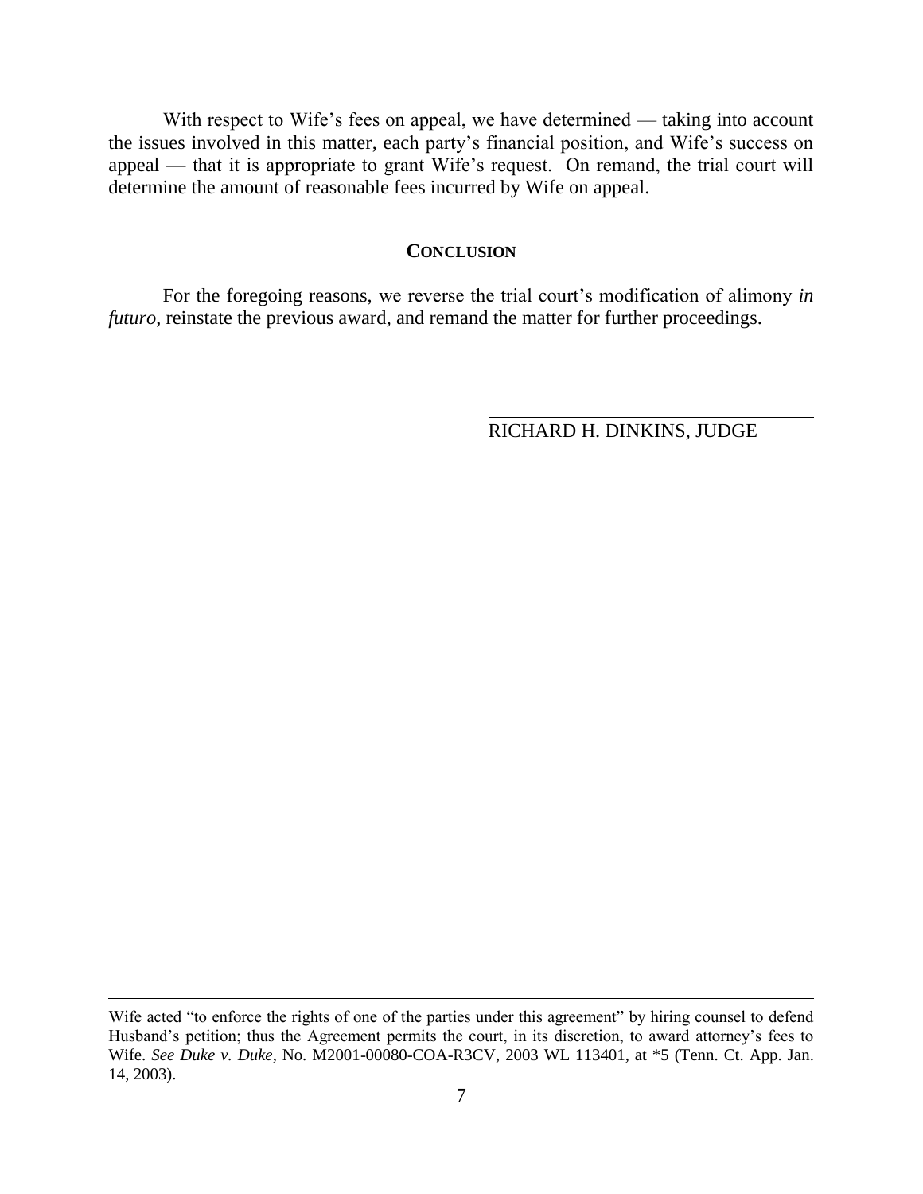With respect to Wife's fees on appeal, we have determined — taking into account the issues involved in this matter, each party's financial position, and Wife's success on appeal — that it is appropriate to grant Wife's request. On remand, the trial court will determine the amount of reasonable fees incurred by Wife on appeal.

## CONCLUSION

For the foregoing reasons, we reverse the trial court's modification of alimony *in futuro*, reinstate the previous award, and remand the matter for further proceedings.

RICHARD H. DINKINS, JUDGE

---

Wife acted "to enforce the rights of one of the parties under this agreement" by hiring counsel to defend Husband's petition; thus the Agreement permits the court, in its discretion, to award attorney's fees to Wife. *See Duke v. Duke*, No. M2001-00080-COA-R3CV, 2003 WL 113401, at *5 (Tenn. Ct. App. Jan. 14, 2003).